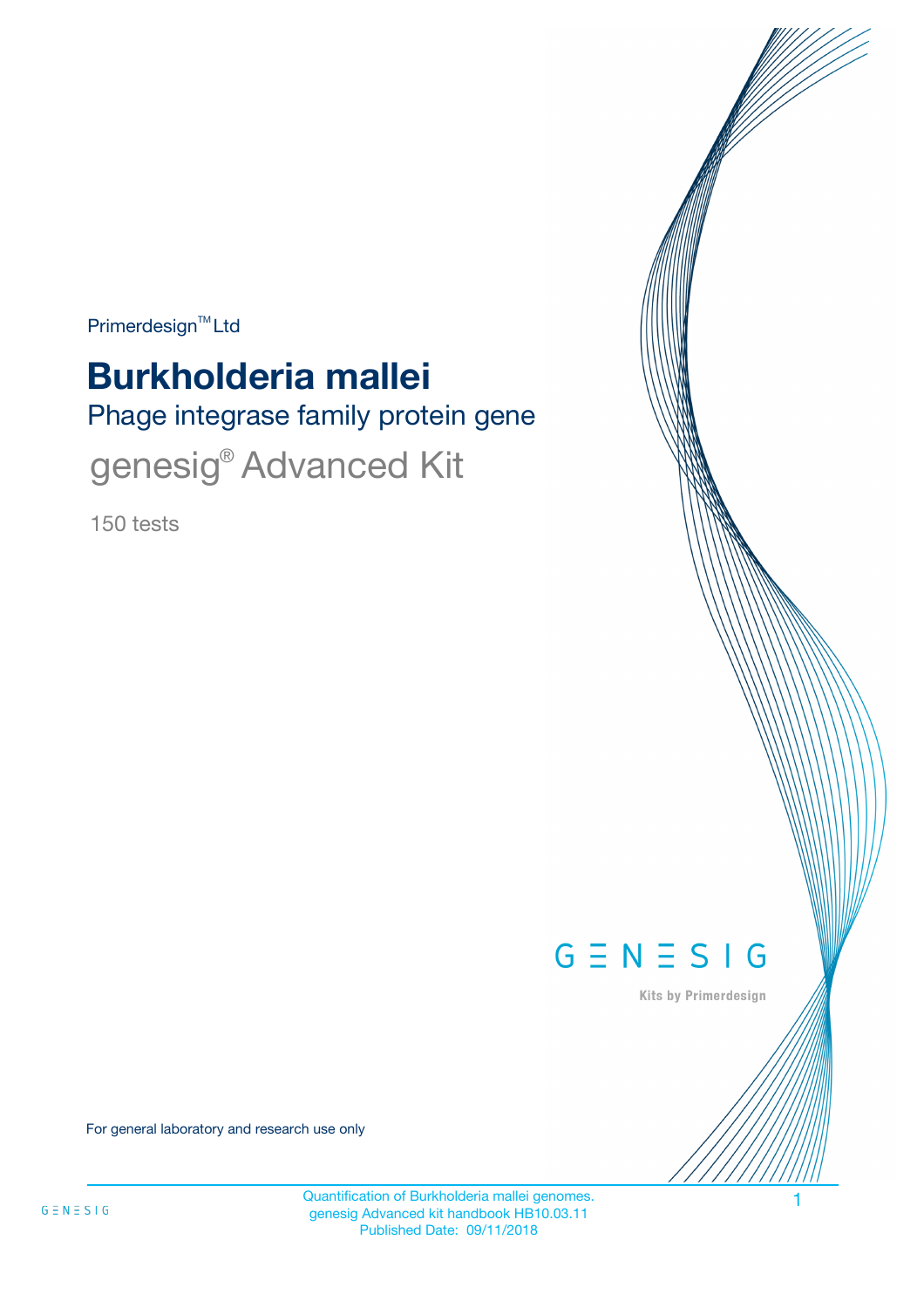Primerdesign™ Ltd

# Burkholderia mallei

## Phage integrase family protein gene

## genesig® Advanced Kit

150 tests

GENESIG

Kits by Primerdesign

For general laboratory and research use only

Quantification of Burkholderia mallei genomes.
genesig Advanced kit handbook HB10.03.11
Published Date: 09/11/2018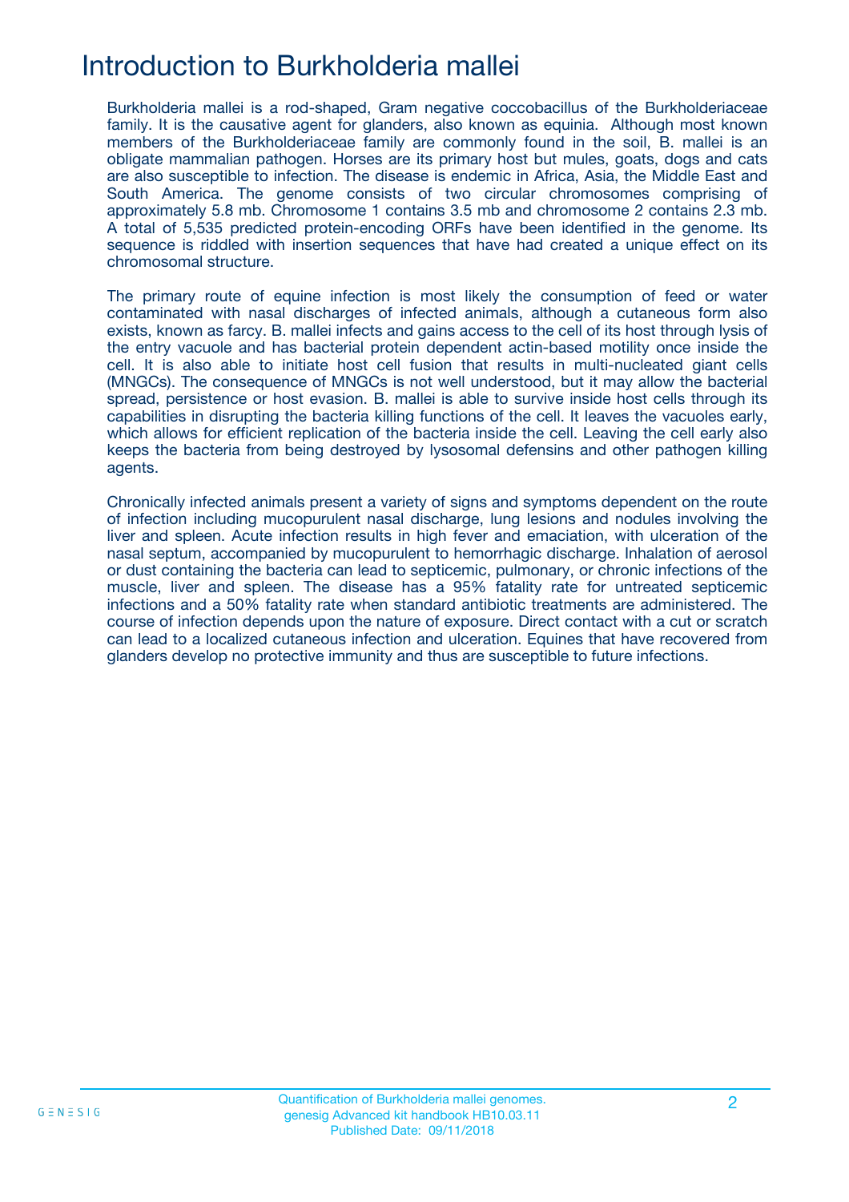# Introduction to Burkholderia mallei

Burkholderia mallei is a rod-shaped, Gram negative coccobacillus of the Burkholderiaceae family. It is the causative agent for glanders, also known as equinia.  Although most known members of the Burkholderiaceae family are commonly found in the soil, B. mallei is an obligate mammalian pathogen. Horses are its primary host but mules, goats, dogs and cats are also susceptible to infection. The disease is endemic in Africa, Asia, the Middle East and South America. The genome consists of two circular chromosomes comprising of approximately 5.8 mb. Chromosome 1 contains 3.5 mb and chromosome 2 contains 2.3 mb. A total of 5,535 predicted protein-encoding ORFs have been identified in the genome. Its sequence is riddled with insertion sequences that have had created a unique effect on its chromosomal structure.

The primary route of equine infection is most likely the consumption of feed or water contaminated with nasal discharges of infected animals, although a cutaneous form also exists, known as farcy. B. mallei infects and gains access to the cell of its host through lysis of the entry vacuole and has bacterial protein dependent actin-based motility once inside the cell. It is also able to initiate host cell fusion that results in multi-nucleated giant cells (MNGCs). The consequence of MNGCs is not well understood, but it may allow the bacterial spread, persistence or host evasion. B. mallei is able to survive inside host cells through its capabilities in disrupting the bacteria killing functions of the cell. It leaves the vacuoles early, which allows for efficient replication of the bacteria inside the cell. Leaving the cell early also keeps the bacteria from being destroyed by lysosomal defensins and other pathogen killing agents.

Chronically infected animals present a variety of signs and symptoms dependent on the route of infection including mucopurulent nasal discharge, lung lesions and nodules involving the liver and spleen. Acute infection results in high fever and emaciation, with ulceration of the nasal septum, accompanied by mucopurulent to hemorrhagic discharge. Inhalation of aerosol or dust containing the bacteria can lead to septicemic, pulmonary, or chronic infections of the muscle, liver and spleen. The disease has a 95% fatality rate for untreated septicemic infections and a 50% fatality rate when standard antibiotic treatments are administered. The course of infection depends upon the nature of exposure. Direct contact with a cut or scratch can lead to a localized cutaneous infection and ulceration. Equines that have recovered from glanders develop no protective immunity and thus are susceptible to future infections.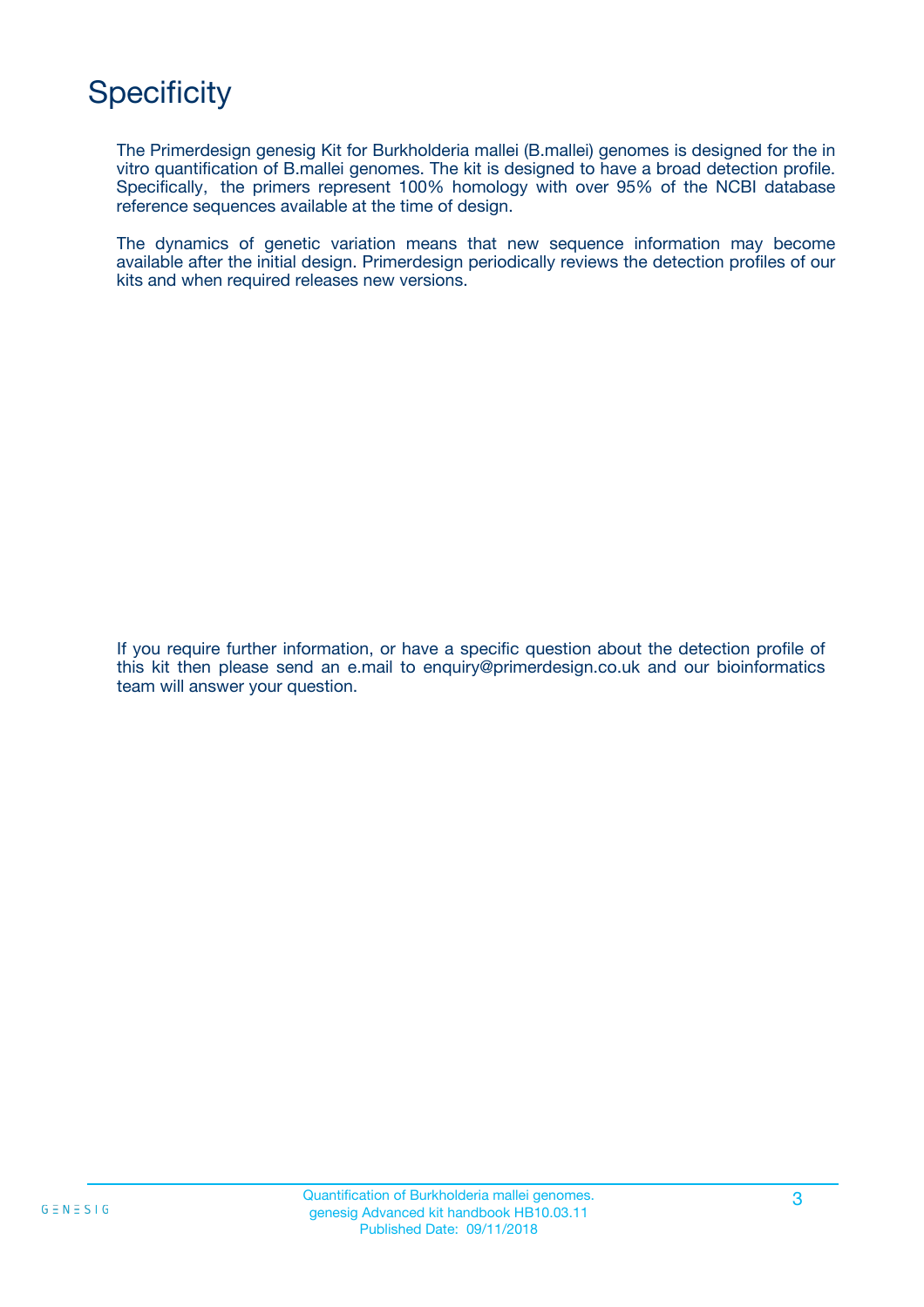# Specificity

The Primerdesign genesig Kit for Burkholderia mallei (B.mallei) genomes is designed for the in vitro quantification of B.mallei genomes. The kit is designed to have a broad detection profile. Specifically, the primers represent 100% homology with over 95% of the NCBI database reference sequences available at the time of design.

The dynamics of genetic variation means that new sequence information may become available after the initial design. Primerdesign periodically reviews the detection profiles of our kits and when required releases new versions.

If you require further information, or have a specific question about the detection profile of this kit then please send an e.mail to enquiry@primerdesign.co.uk and our bioinformatics team will answer your question.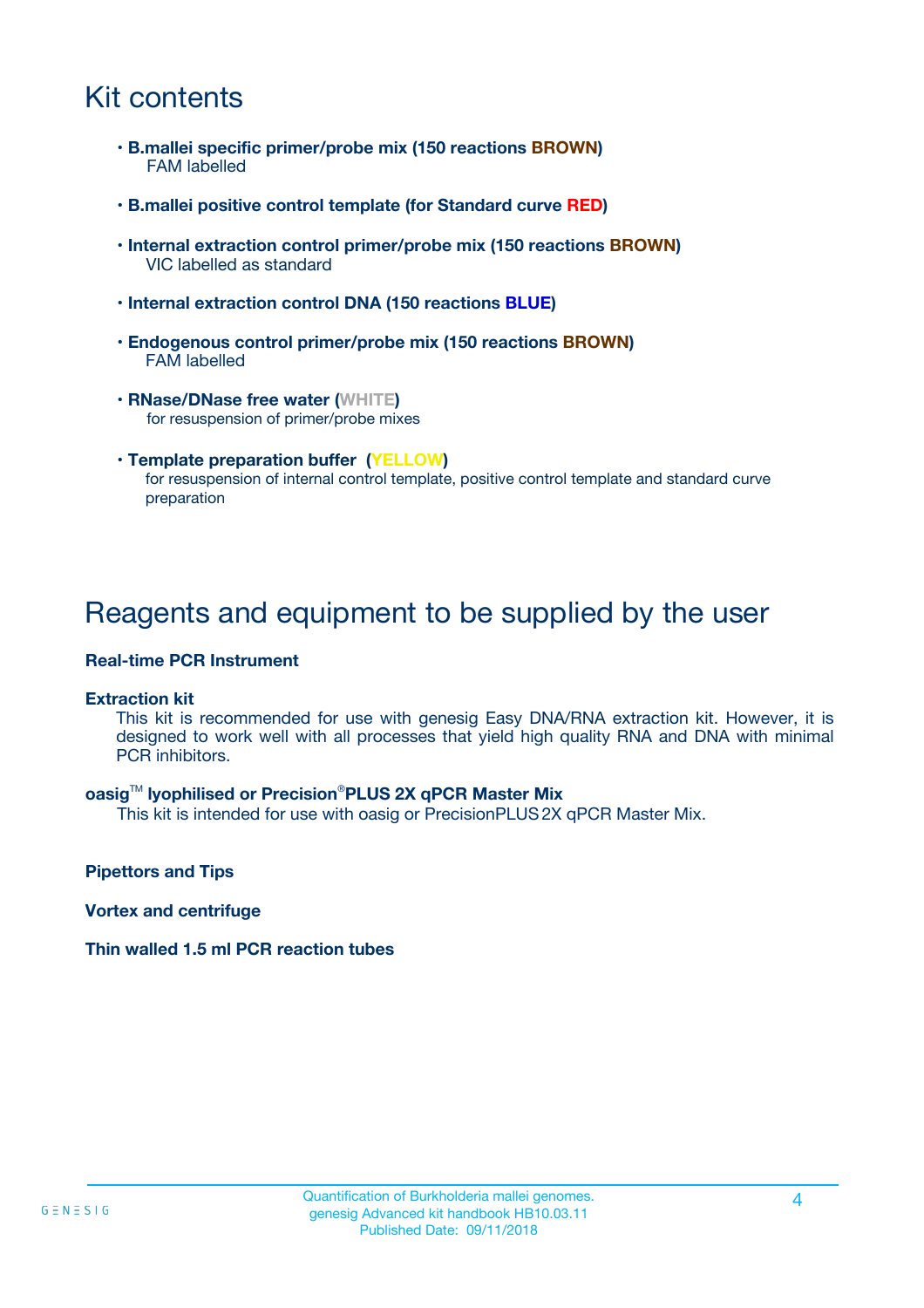# Kit contents

- **B.mallei specific primer/probe mix (150 reactions BROWN)**
  FAM labelled

- **B.mallei positive control template (for Standard curve RED)**

- **Internal extraction control primer/probe mix (150 reactions BROWN)**
  VIC labelled as standard

- **Internal extraction control DNA (150 reactions BLUE)**

- **Endogenous control primer/probe mix (150 reactions BROWN)**
  FAM labelled

- **RNase/DNase free water (WHITE)**
  for resuspension of primer/probe mixes

- **Template preparation buffer (YELLOW)**
  for resuspension of internal control template, positive control template and standard curve preparation

# Reagents and equipment to be supplied by the user

**Real-time PCR Instrument**

**Extraction kit**

This kit is recommended for use with genesig Easy DNA/RNA extraction kit. However, it is designed to work well with all processes that yield high quality RNA and DNA with minimal PCR inhibitors.

**oasig™ lyophilised or Precision®PLUS 2X qPCR Master Mix**

This kit is intended for use with oasig or PrecisionPLUS 2X qPCR Master Mix.

**Pipettors and Tips**

**Vortex and centrifuge**

**Thin walled 1.5 ml PCR reaction tubes**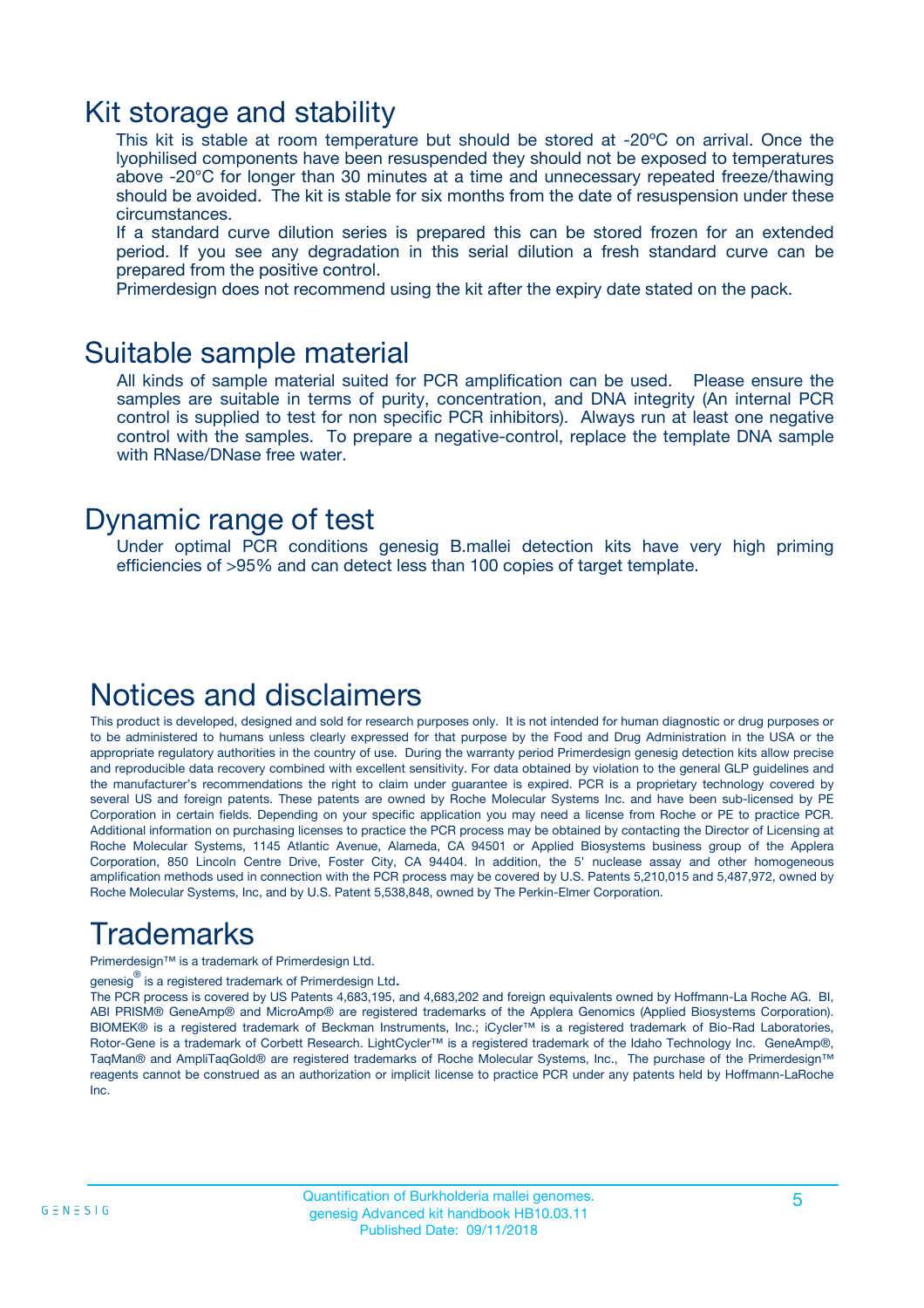## Kit storage and stability

This kit is stable at room temperature but should be stored at -20ºC on arrival. Once the lyophilised components have been resuspended they should not be exposed to temperatures above -20°C for longer than 30 minutes at a time and unnecessary repeated freeze/thawing should be avoided. The kit is stable for six months from the date of resuspension under these circumstances.

If a standard curve dilution series is prepared this can be stored frozen for an extended period. If you see any degradation in this serial dilution a fresh standard curve can be prepared from the positive control.

Primerdesign does not recommend using the kit after the expiry date stated on the pack.

## Suitable sample material

All kinds of sample material suited for PCR amplification can be used. Please ensure the samples are suitable in terms of purity, concentration, and DNA integrity (An internal PCR control is supplied to test for non specific PCR inhibitors). Always run at least one negative control with the samples. To prepare a negative-control, replace the template DNA sample with RNase/DNase free water.

## Dynamic range of test

Under optimal PCR conditions genesig B.mallei detection kits have very high priming efficiencies of >95% and can detect less than 100 copies of target template.

## Notices and disclaimers

This product is developed, designed and sold for research purposes only. It is not intended for human diagnostic or drug purposes or to be administered to humans unless clearly expressed for that purpose by the Food and Drug Administration in the USA or the appropriate regulatory authorities in the country of use. During the warranty period Primerdesign genesig detection kits allow precise and reproducible data recovery combined with excellent sensitivity. For data obtained by violation to the general GLP guidelines and the manufacturer's recommendations the right to claim under guarantee is expired. PCR is a proprietary technology covered by several US and foreign patents. These patents are owned by Roche Molecular Systems Inc. and have been sub-licensed by PE Corporation in certain fields. Depending on your specific application you may need a license from Roche or PE to practice PCR. Additional information on purchasing licenses to practice the PCR process may be obtained by contacting the Director of Licensing at Roche Molecular Systems, 1145 Atlantic Avenue, Alameda, CA 94501 or Applied Biosystems business group of the Applera Corporation, 850 Lincoln Centre Drive, Foster City, CA 94404. In addition, the 5' nuclease assay and other homogeneous amplification methods used in connection with the PCR process may be covered by U.S. Patents 5,210,015 and 5,487,972, owned by Roche Molecular Systems, Inc, and by U.S. Patent 5,538,848, owned by The Perkin-Elmer Corporation.

## Trademarks

Primerdesign™ is a trademark of Primerdesign Ltd.

genesig® is a registered trademark of Primerdesign Ltd.

The PCR process is covered by US Patents 4,683,195, and 4,683,202 and foreign equivalents owned by Hoffmann-La Roche AG. BI, ABI PRISM® GeneAmp® and MicroAmp® are registered trademarks of the Applera Genomics (Applied Biosystems Corporation). BIOMEK® is a registered trademark of Beckman Instruments, Inc.; iCycler™ is a registered trademark of Bio-Rad Laboratories, Rotor-Gene is a trademark of Corbett Research. LightCycler™ is a registered trademark of the Idaho Technology Inc. GeneAmp®, TaqMan® and AmpliTaqGold® are registered trademarks of Roche Molecular Systems, Inc., The purchase of the Primerdesign™ reagents cannot be construed as an authorization or implicit license to practice PCR under any patents held by Hoffmann-LaRoche Inc.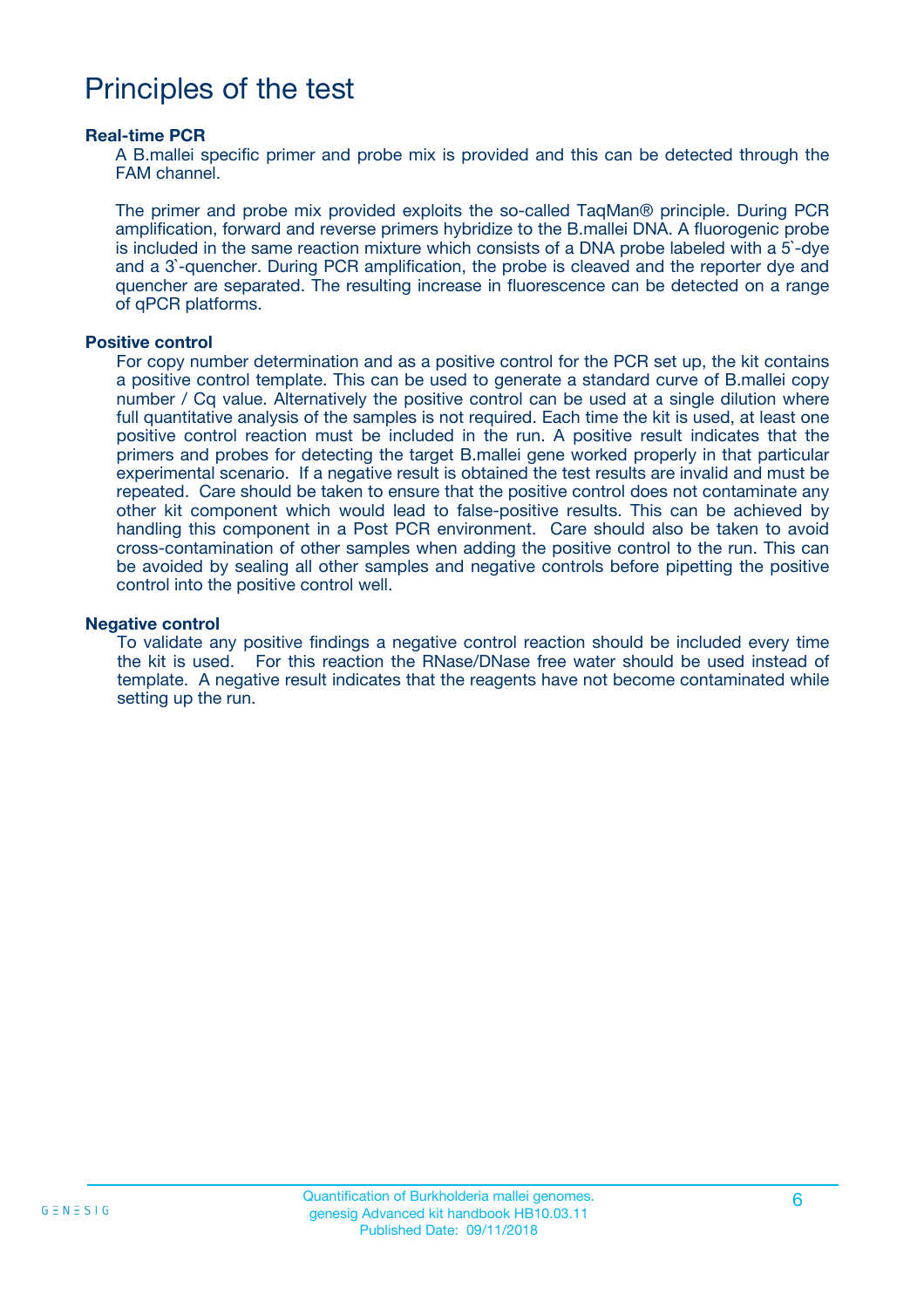# Principles of the test

### Real-time PCR

A B.mallei specific primer and probe mix is provided and this can be detected through the FAM channel.

The primer and probe mix provided exploits the so-called TaqMan® principle. During PCR amplification, forward and reverse primers hybridize to the B.mallei DNA. A fluorogenic probe is included in the same reaction mixture which consists of a DNA probe labeled with a 5`-dye and a 3`-quencher. During PCR amplification, the probe is cleaved and the reporter dye and quencher are separated. The resulting increase in fluorescence can be detected on a range of qPCR platforms.

### Positive control

For copy number determination and as a positive control for the PCR set up, the kit contains a positive control template. This can be used to generate a standard curve of B.mallei copy number / Cq value. Alternatively the positive control can be used at a single dilution where full quantitative analysis of the samples is not required. Each time the kit is used, at least one positive control reaction must be included in the run. A positive result indicates that the primers and probes for detecting the target B.mallei gene worked properly in that particular experimental scenario. If a negative result is obtained the test results are invalid and must be repeated. Care should be taken to ensure that the positive control does not contaminate any other kit component which would lead to false-positive results. This can be achieved by handling this component in a Post PCR environment. Care should also be taken to avoid cross-contamination of other samples when adding the positive control to the run. This can be avoided by sealing all other samples and negative controls before pipetting the positive control into the positive control well.

### Negative control

To validate any positive findings a negative control reaction should be included every time the kit is used. For this reaction the RNase/DNase free water should be used instead of template. A negative result indicates that the reagents have not become contaminated while setting up the run.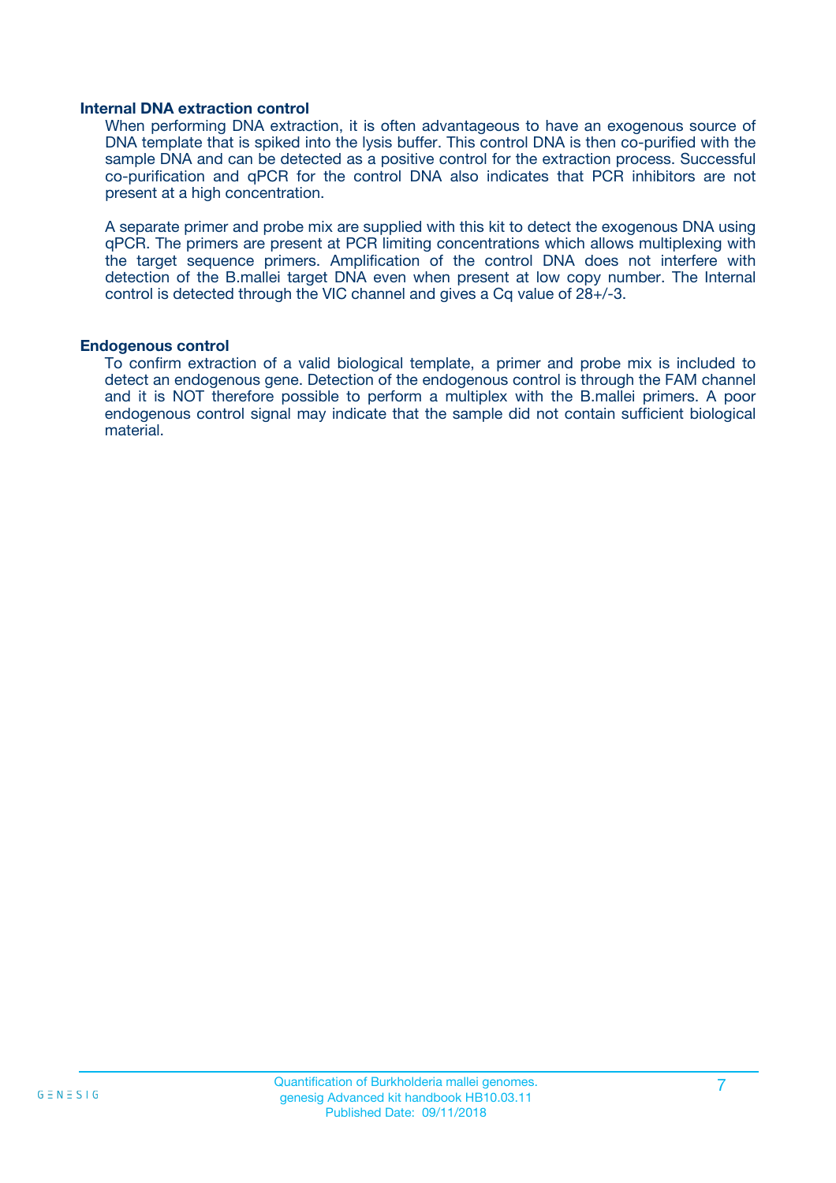### Internal DNA extraction control

When performing DNA extraction, it is often advantageous to have an exogenous source of DNA template that is spiked into the lysis buffer. This control DNA is then co-purified with the sample DNA and can be detected as a positive control for the extraction process. Successful co-purification and qPCR for the control DNA also indicates that PCR inhibitors are not present at a high concentration.

A separate primer and probe mix are supplied with this kit to detect the exogenous DNA using qPCR. The primers are present at PCR limiting concentrations which allows multiplexing with the target sequence primers. Amplification of the control DNA does not interfere with detection of the B.mallei target DNA even when present at low copy number. The Internal control is detected through the VIC channel and gives a Cq value of 28+/-3.

### Endogenous control

To confirm extraction of a valid biological template, a primer and probe mix is included to detect an endogenous gene. Detection of the endogenous control is through the FAM channel and it is NOT therefore possible to perform a multiplex with the B.mallei primers. A poor endogenous control signal may indicate that the sample did not contain sufficient biological material.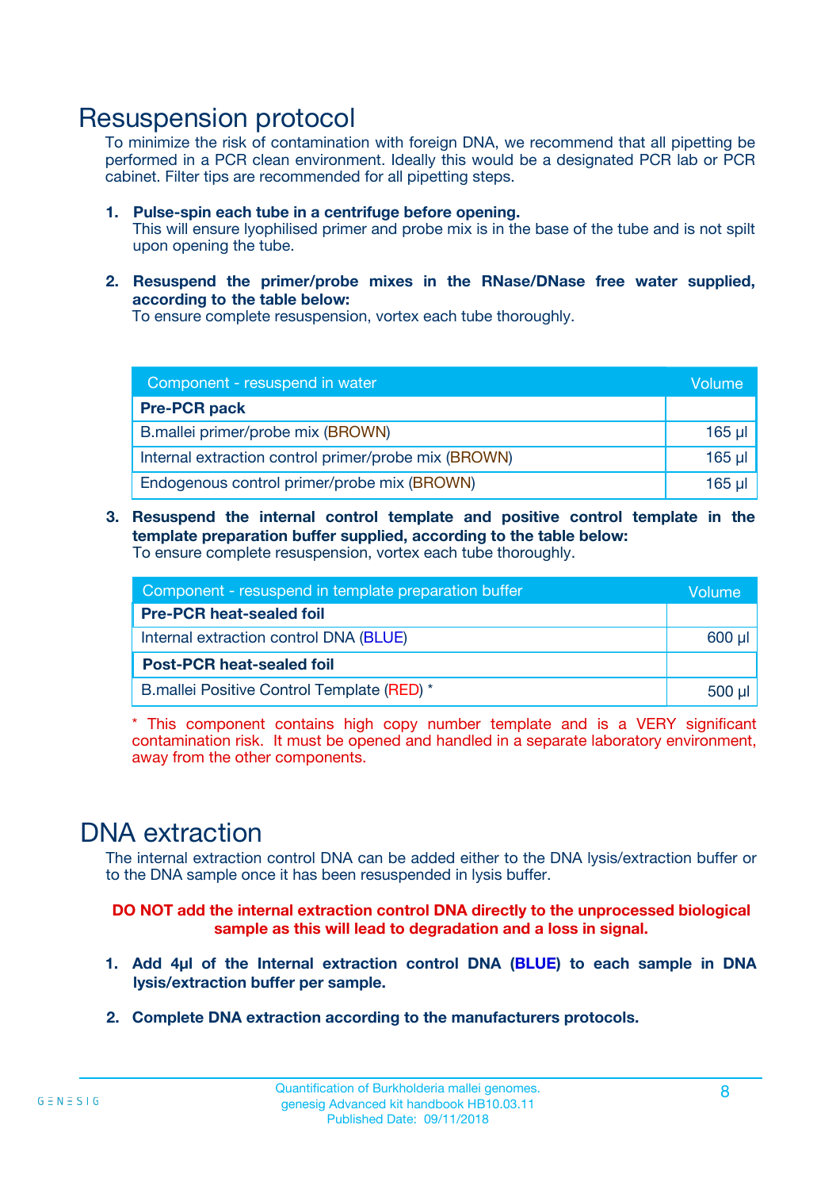# Resuspension protocol

To minimize the risk of contamination with foreign DNA, we recommend that all pipetting be performed in a PCR clean environment. Ideally this would be a designated PCR lab or PCR cabinet. Filter tips are recommended for all pipetting steps.

1. **Pulse-spin each tube in a centrifuge before opening.**
   This will ensure lyophilised primer and probe mix is in the base of the tube and is not spilt upon opening the tube.

2. **Resuspend the primer/probe mixes in the RNase/DNase free water supplied, according to the table below:**
   To ensure complete resuspension, vortex each tube thoroughly.

| Component - resuspend in water | Volume |
|---|---|
| **Pre-PCR pack** | |
| B.mallei primer/probe mix (BROWN) | 165 µl |
| Internal extraction control primer/probe mix (BROWN) | 165 µl |
| Endogenous control primer/probe mix (BROWN) | 165 µl |

3. **Resuspend the internal control template and positive control template in the template preparation buffer supplied, according to the table below:**
   To ensure complete resuspension, vortex each tube thoroughly.

| Component - resuspend in template preparation buffer | Volume |
|---|---|
| **Pre-PCR heat-sealed foil** | |
| Internal extraction control DNA (BLUE) | 600 µl |
| **Post-PCR heat-sealed foil** | |
| B.mallei Positive Control Template (RED) * | 500 µl |

* This component contains high copy number template and is a VERY significant contamination risk. It must be opened and handled in a separate laboratory environment, away from the other components.

# DNA extraction

The internal extraction control DNA can be added either to the DNA lysis/extraction buffer or to the DNA sample once it has been resuspended in lysis buffer.

**DO NOT add the internal extraction control DNA directly to the unprocessed biological sample as this will lead to degradation and a loss in signal.**

1. **Add 4µl of the Internal extraction control DNA (BLUE) to each sample in DNA lysis/extraction buffer per sample.**

2. **Complete DNA extraction according to the manufacturers protocols.**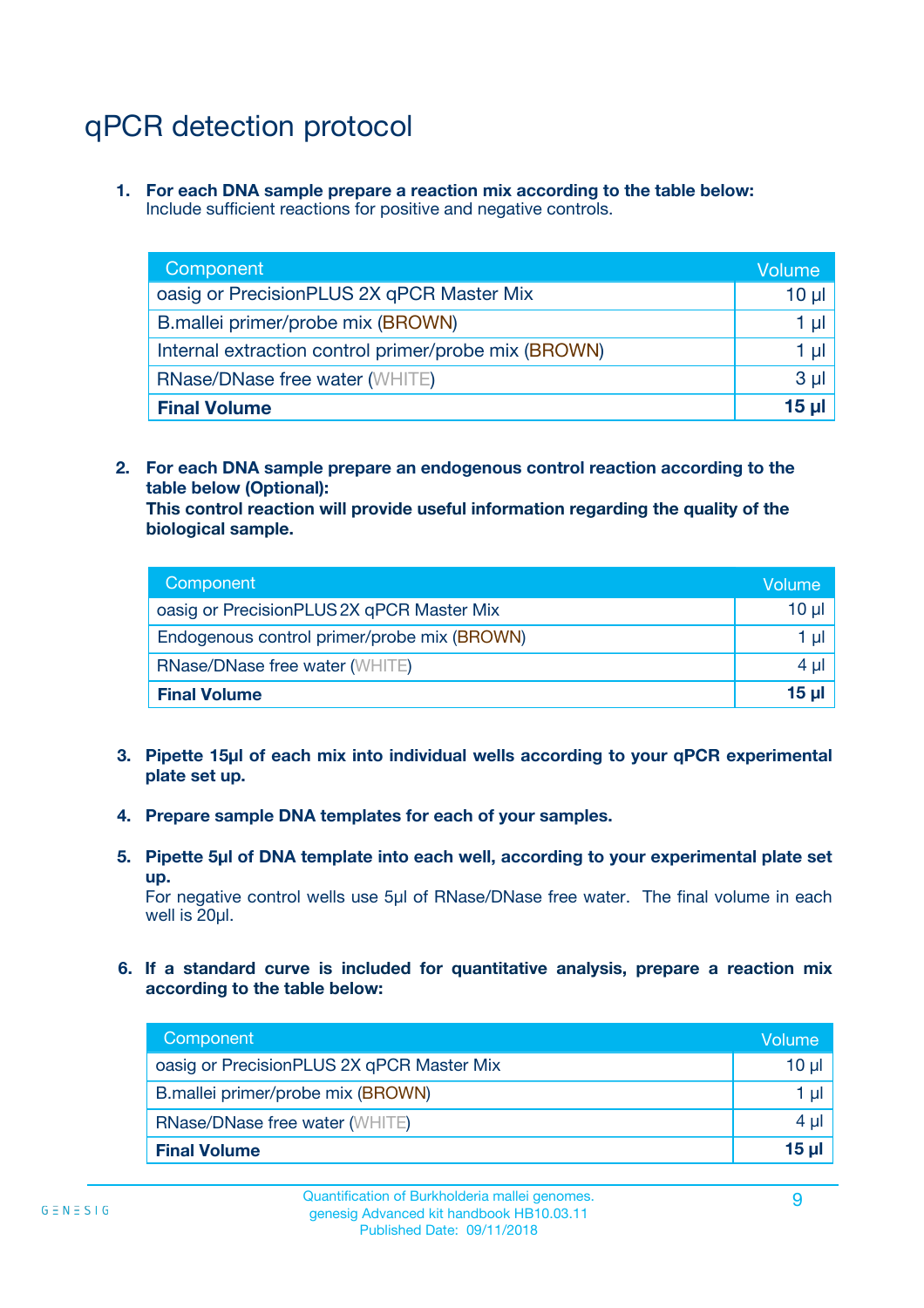# qPCR detection protocol

1. **For each DNA sample prepare a reaction mix according to the table below:**
   Include sufficient reactions for positive and negative controls.

| Component | Volume |
|---|---|
| oasig or PrecisionPLUS 2X qPCR Master Mix | 10 µl |
| B.mallei primer/probe mix (BROWN) | 1 µl |
| Internal extraction control primer/probe mix (BROWN) | 1 µl |
| RNase/DNase free water (WHITE) | 3 µl |
| **Final Volume** | **15 µl** |

2. **For each DNA sample prepare an endogenous control reaction according to the table below (Optional):**
   **This control reaction will provide useful information regarding the quality of the biological sample.**

| Component | Volume |
|---|---|
| oasig or PrecisionPLUS 2X qPCR Master Mix | 10 µl |
| Endogenous control primer/probe mix (BROWN) | 1 µl |
| RNase/DNase free water (WHITE) | 4 µl |
| **Final Volume** | **15 µl** |

3. **Pipette 15µl of each mix into individual wells according to your qPCR experimental plate set up.**

4. **Prepare sample DNA templates for each of your samples.**

5. **Pipette 5µl of DNA template into each well, according to your experimental plate set up.**
   For negative control wells use 5µl of RNase/DNase free water. The final volume in each well is 20µl.

6. **If a standard curve is included for quantitative analysis, prepare a reaction mix according to the table below:**

| Component | Volume |
|---|---|
| oasig or PrecisionPLUS 2X qPCR Master Mix | 10 µl |
| B.mallei primer/probe mix (BROWN) | 1 µl |
| RNase/DNase free water (WHITE) | 4 µl |
| **Final Volume** | **15 µl** |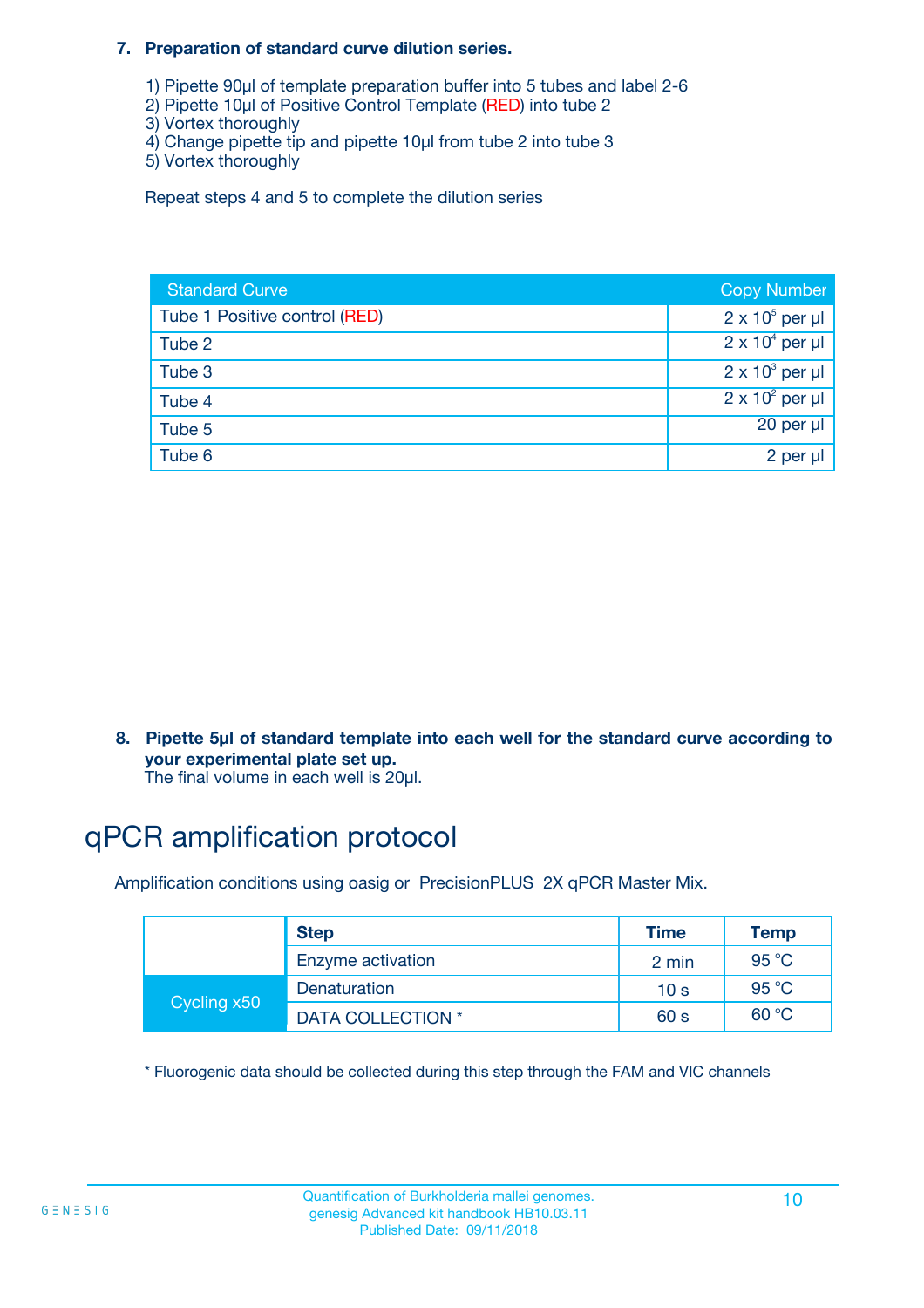**7. Preparation of standard curve dilution series.**

1) Pipette 90µl of template preparation buffer into 5 tubes and label 2-6
2) Pipette 10µl of Positive Control Template (RED) into tube 2
3) Vortex thoroughly
4) Change pipette tip and pipette 10µl from tube 2 into tube 3
5) Vortex thoroughly

Repeat steps 4 and 5 to complete the dilution series

| Standard Curve | Copy Number |
|---|---|
| Tube 1 Positive control (RED) | $2 \times 10^5$ per µl |
| Tube 2 | $2 \times 10^4$ per µl |
| Tube 3 | $2 \times 10^3$ per µl |
| Tube 4 | $2 \times 10^2$ per µl |
| Tube 5 | 20 per µl |
| Tube 6 | 2 per µl |

**8. Pipette 5µl of standard template into each well for the standard curve according to your experimental plate set up.**
The final volume in each well is 20µl.

# qPCR amplification protocol

Amplification conditions using oasig or PrecisionPLUS 2X qPCR Master Mix.

| | Step | Time | Temp |
|---|---|---|---|
| | Enzyme activation | 2 min | 95 °C |
| Cycling x50 | Denaturation | 10 s | 95 °C |
| | DATA COLLECTION * | 60 s | 60 °C |

* Fluorogenic data should be collected during this step through the FAM and VIC channels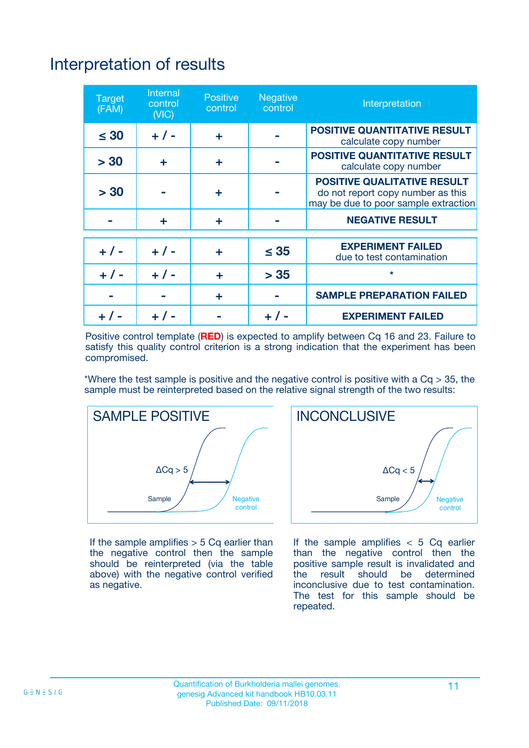# Interpretation of results

| Target (FAM) | Internal control (VIC) | Positive control | Negative control | Interpretation |
|---|---|---|---|---|
| ≤ 30 | + / - | + | - | **POSITIVE QUANTITATIVE RESULT** calculate copy number |
| > 30 | + | + | - | **POSITIVE QUANTITATIVE RESULT** calculate copy number |
| > 30 | - | + | - | **POSITIVE QUALITATIVE RESULT** do not report copy number as this may be due to poor sample extraction |
| - | + | + | - | **NEGATIVE RESULT** |
| + / - | + / - | + | ≤ 35 | **EXPERIMENT FAILED** due to test contamination |
| + / - | + / - | + | > 35 | * |
| - | - | + | - | **SAMPLE PREPARATION FAILED** |
| + / - | + / - | - | + / - | **EXPERIMENT FAILED** |

Positive control template (**RED**) is expected to amplify between Cq 16 and 23. Failure to satisfy this quality control criterion is a strong indication that the experiment has been compromised.

*Where the test sample is positive and the negative control is positive with a Cq > 35, the sample must be reinterpreted based on the relative signal strength of the two results:

**SAMPLE POSITIVE**

ΔCq > 5

Sample

Negative control

If the sample amplifies > 5 Cq earlier than the negative control then the sample should be reinterpreted (via the table above) with the negative control verified as negative.

**INCONCLUSIVE**

ΔCq < 5

Sample

Negative control

If the sample amplifies < 5 Cq earlier than the negative control then the positive sample result is invalidated and the result should be determined inconclusive due to test contamination. The test for this sample should be repeated.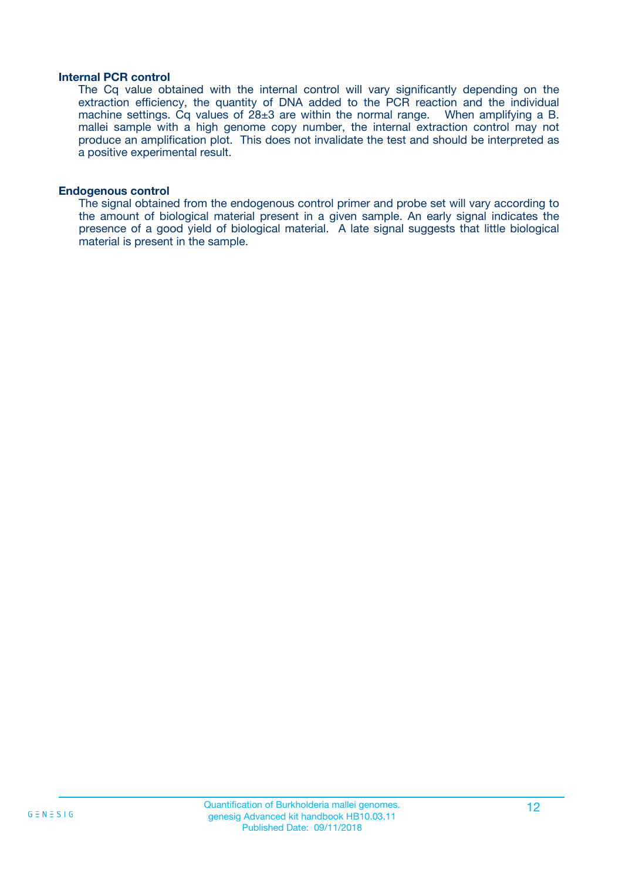### Internal PCR control

The Cq value obtained with the internal control will vary significantly depending on the extraction efficiency, the quantity of DNA added to the PCR reaction and the individual machine settings. Cq values of 28±3 are within the normal range. When amplifying a B. mallei sample with a high genome copy number, the internal extraction control may not produce an amplification plot. This does not invalidate the test and should be interpreted as a positive experimental result.

### Endogenous control

The signal obtained from the endogenous control primer and probe set will vary according to the amount of biological material present in a given sample. An early signal indicates the presence of a good yield of biological material. A late signal suggests that little biological material is present in the sample.